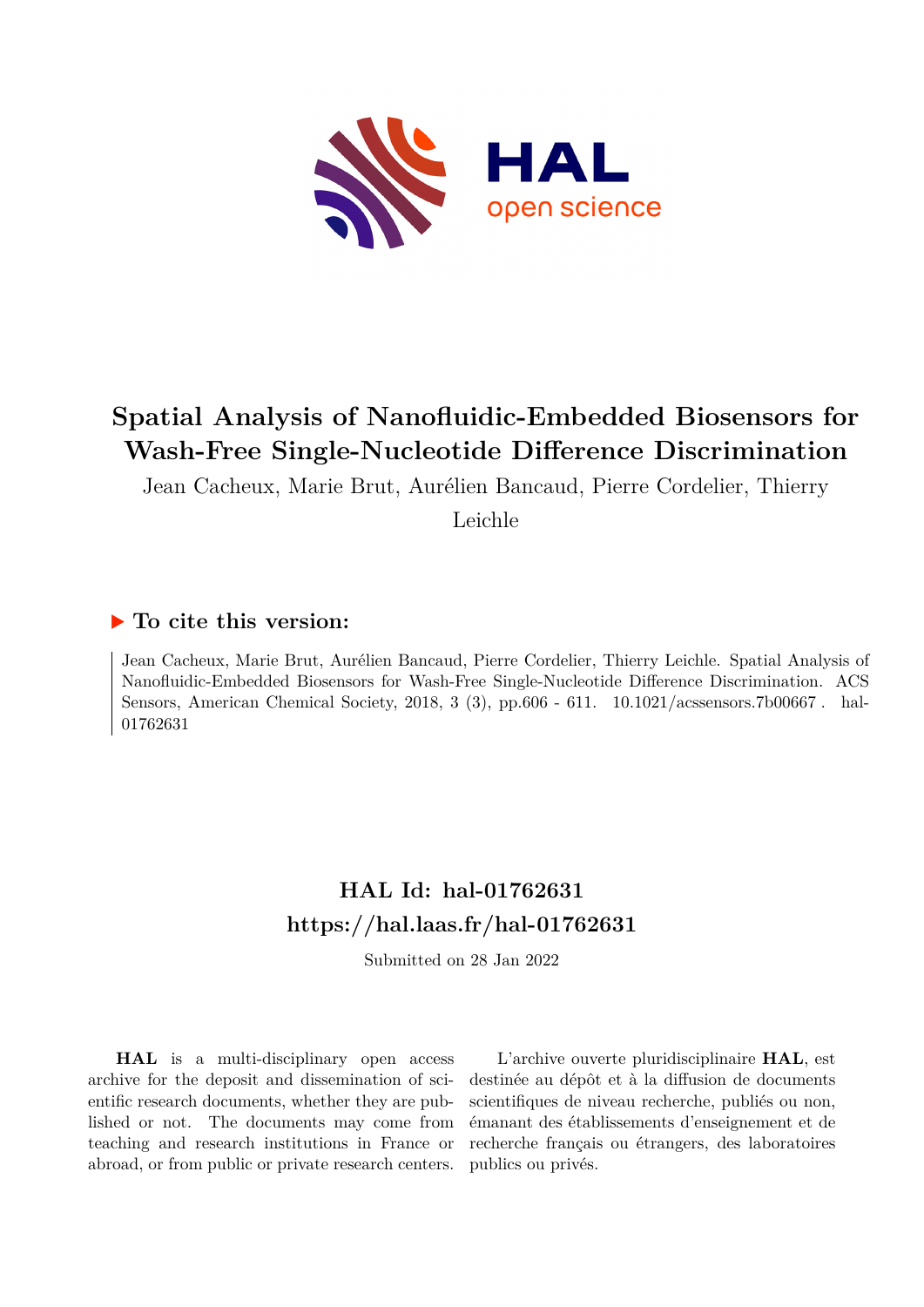# Spatial Analysis of Nanofluidic-Embedded Biosensors for Wash-Free Single-Nucleotide Difference Discrimination

Jean Cacheux, Marie Brut, Aurélien Bancaud, Pierre Cordelier, Thierry Leichle

### ▶ To cite this version:

Jean Cacheux, Marie Brut, Aurélien Bancaud, Pierre Cordelier, Thierry Leichle. Spatial Analysis of Nanofluidic-Embedded Biosensors for Wash-Free Single-Nucleotide Difference Discrimination. ACS Sensors, American Chemical Society, 2018, 3 (3), pp.606 - 611. 10.1021/acssensors.7b00667 . hal-01762631

## HAL Id: hal-01762631

## https://hal.laas.fr/hal-01762631

Submitted on 28 Jan 2022

**HAL** is a multi-disciplinary open access archive for the deposit and dissemination of scientific research documents, whether they are published or not. The documents may come from teaching and research institutions in France or abroad, or from public or private research centers.

L'archive ouverte pluridisciplinaire **HAL**, est destinée au dépôt et à la diffusion de documents scientifiques de niveau recherche, publiés ou non, émanant des établissements d'enseignement et de recherche français ou étrangers, des laboratoires publics ou privés.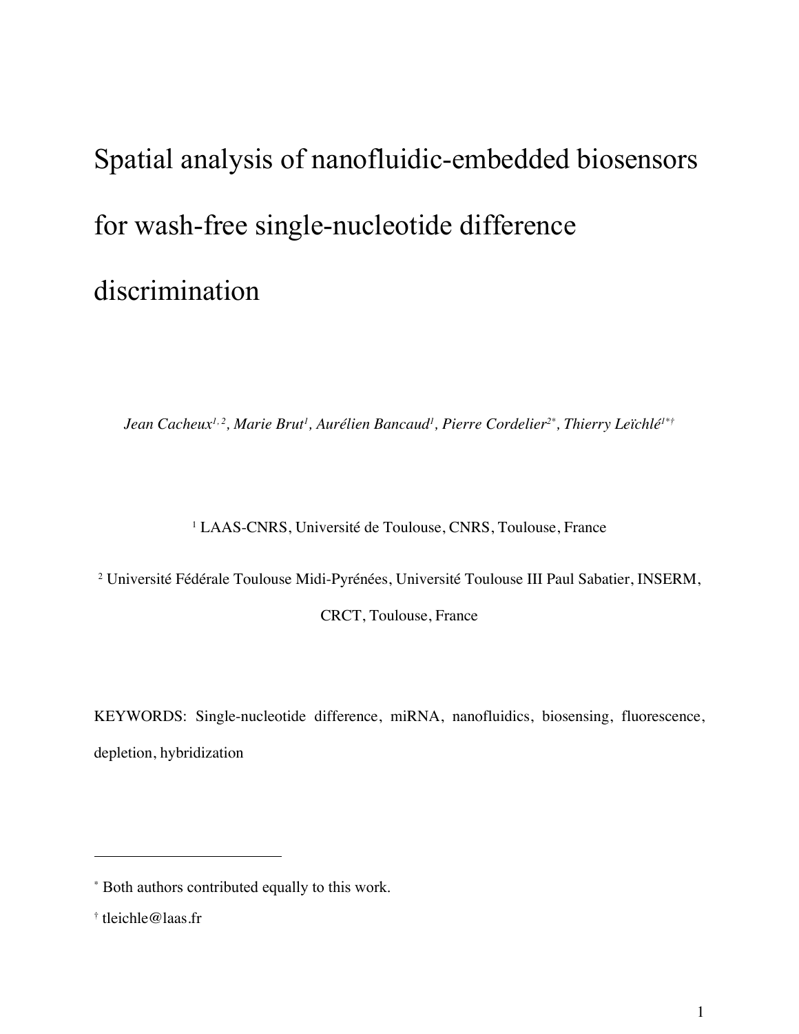# Spatial analysis of nanofluidic-embedded biosensors for wash-free single-nucleotide difference discrimination

*Jean Cacheux*[1, 2]*, Marie Brut*[1]*, Aurélien Bancaud*[1]*, Pierre Cordelier*[2*]*, Thierry Leïchlé*[1*†]

[1] LAAS-CNRS, Université de Toulouse, CNRS, Toulouse, France

[2] Université Fédérale Toulouse Midi-Pyrénées, Université Toulouse III Paul Sabatier, INSERM, CRCT, Toulouse, France

KEYWORDS: Single-nucleotide difference, miRNA, nanofluidics, biosensing, fluorescence, depletion, hybridization

---

[*] Both authors contributed equally to this work.

[†] tleichle@laas.fr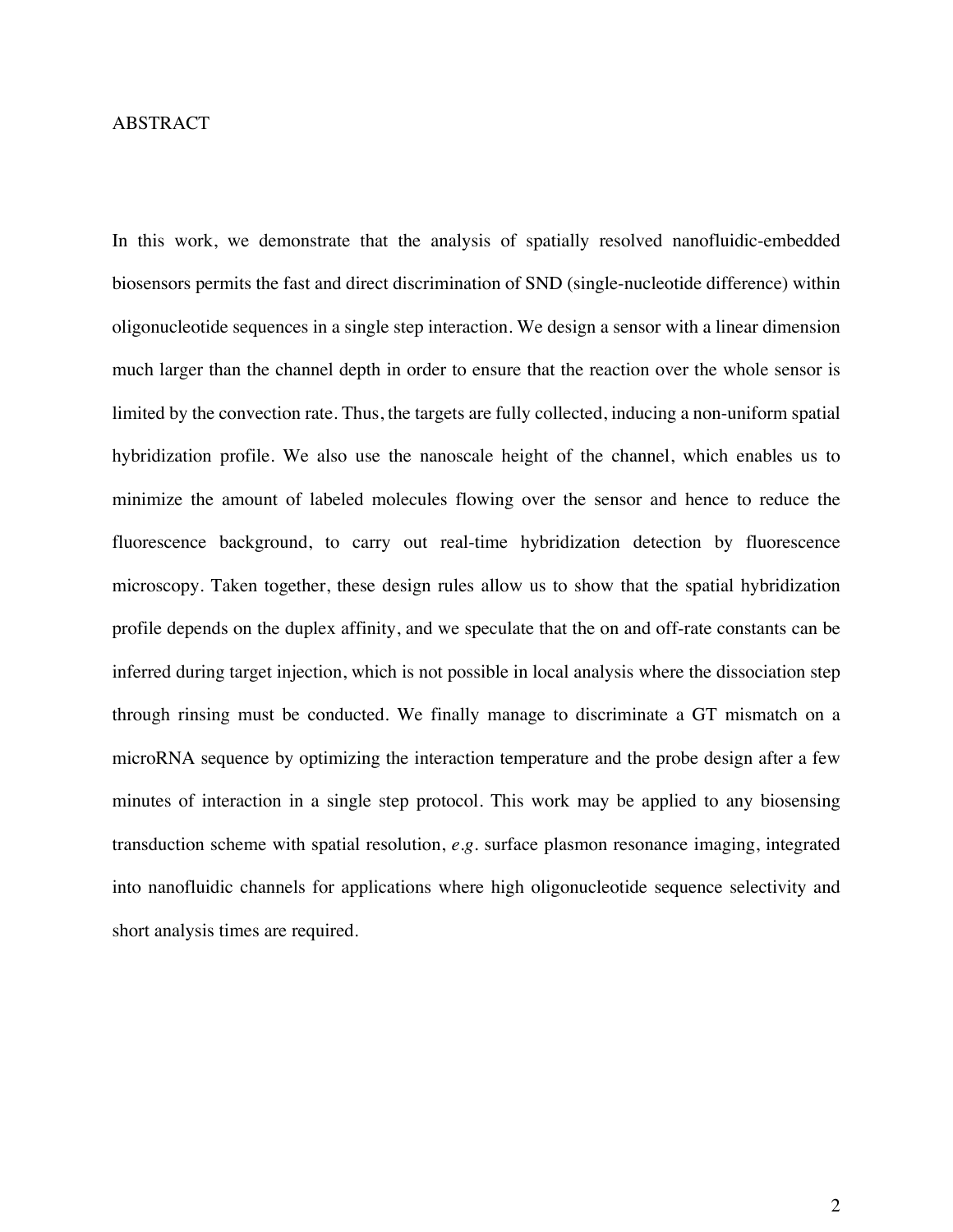# ABSTRACT

In this work, we demonstrate that the analysis of spatially resolved nanofluidic-embedded biosensors permits the fast and direct discrimination of SND (single-nucleotide difference) within oligonucleotide sequences in a single step interaction. We design a sensor with a linear dimension much larger than the channel depth in order to ensure that the reaction over the whole sensor is limited by the convection rate. Thus, the targets are fully collected, inducing a non-uniform spatial hybridization profile. We also use the nanoscale height of the channel, which enables us to minimize the amount of labeled molecules flowing over the sensor and hence to reduce the fluorescence background, to carry out real-time hybridization detection by fluorescence microscopy. Taken together, these design rules allow us to show that the spatial hybridization profile depends on the duplex affinity, and we speculate that the on and off-rate constants can be inferred during target injection, which is not possible in local analysis where the dissociation step through rinsing must be conducted. We finally manage to discriminate a GT mismatch on a microRNA sequence by optimizing the interaction temperature and the probe design after a few minutes of interaction in a single step protocol. This work may be applied to any biosensing transduction scheme with spatial resolution, *e.g.* surface plasmon resonance imaging, integrated into nanofluidic channels for applications where high oligonucleotide sequence selectivity and short analysis times are required.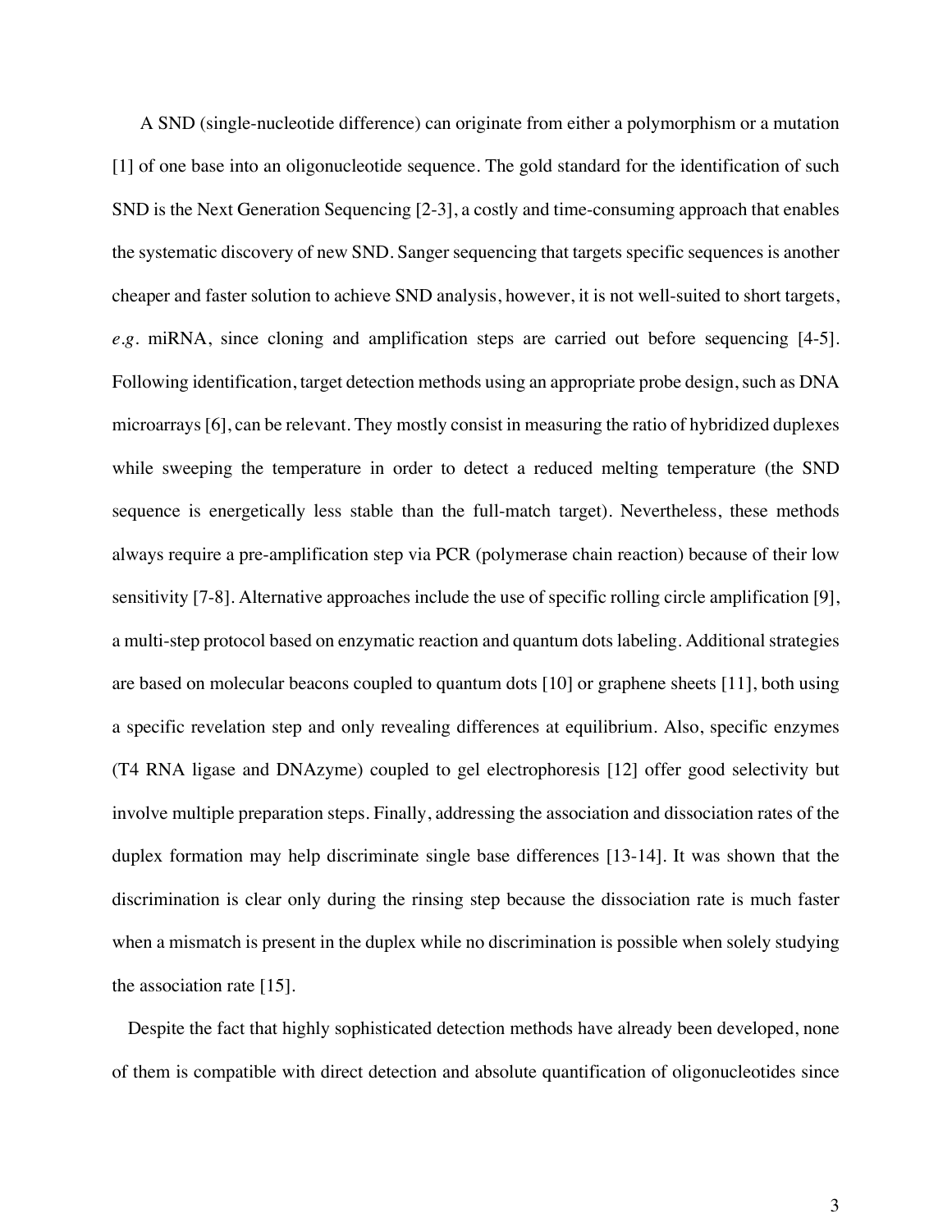A SND (single-nucleotide difference) can originate from either a polymorphism or a mutation [1] of one base into an oligonucleotide sequence. The gold standard for the identification of such SND is the Next Generation Sequencing [2-3], a costly and time-consuming approach that enables the systematic discovery of new SND. Sanger sequencing that targets specific sequences is another cheaper and faster solution to achieve SND analysis, however, it is not well-suited to short targets, *e.g.* miRNA, since cloning and amplification steps are carried out before sequencing [4-5]. Following identification, target detection methods using an appropriate probe design, such as DNA microarrays [6], can be relevant. They mostly consist in measuring the ratio of hybridized duplexes while sweeping the temperature in order to detect a reduced melting temperature (the SND sequence is energetically less stable than the full-match target). Nevertheless, these methods always require a pre-amplification step via PCR (polymerase chain reaction) because of their low sensitivity [7-8]. Alternative approaches include the use of specific rolling circle amplification [9], a multi-step protocol based on enzymatic reaction and quantum dots labeling. Additional strategies are based on molecular beacons coupled to quantum dots [10] or graphene sheets [11], both using a specific revelation step and only revealing differences at equilibrium. Also, specific enzymes (T4 RNA ligase and DNAzyme) coupled to gel electrophoresis [12] offer good selectivity but involve multiple preparation steps. Finally, addressing the association and dissociation rates of the duplex formation may help discriminate single base differences [13-14]. It was shown that the discrimination is clear only during the rinsing step because the dissociation rate is much faster when a mismatch is present in the duplex while no discrimination is possible when solely studying the association rate [15].

Despite the fact that highly sophisticated detection methods have already been developed, none of them is compatible with direct detection and absolute quantification of oligonucleotides since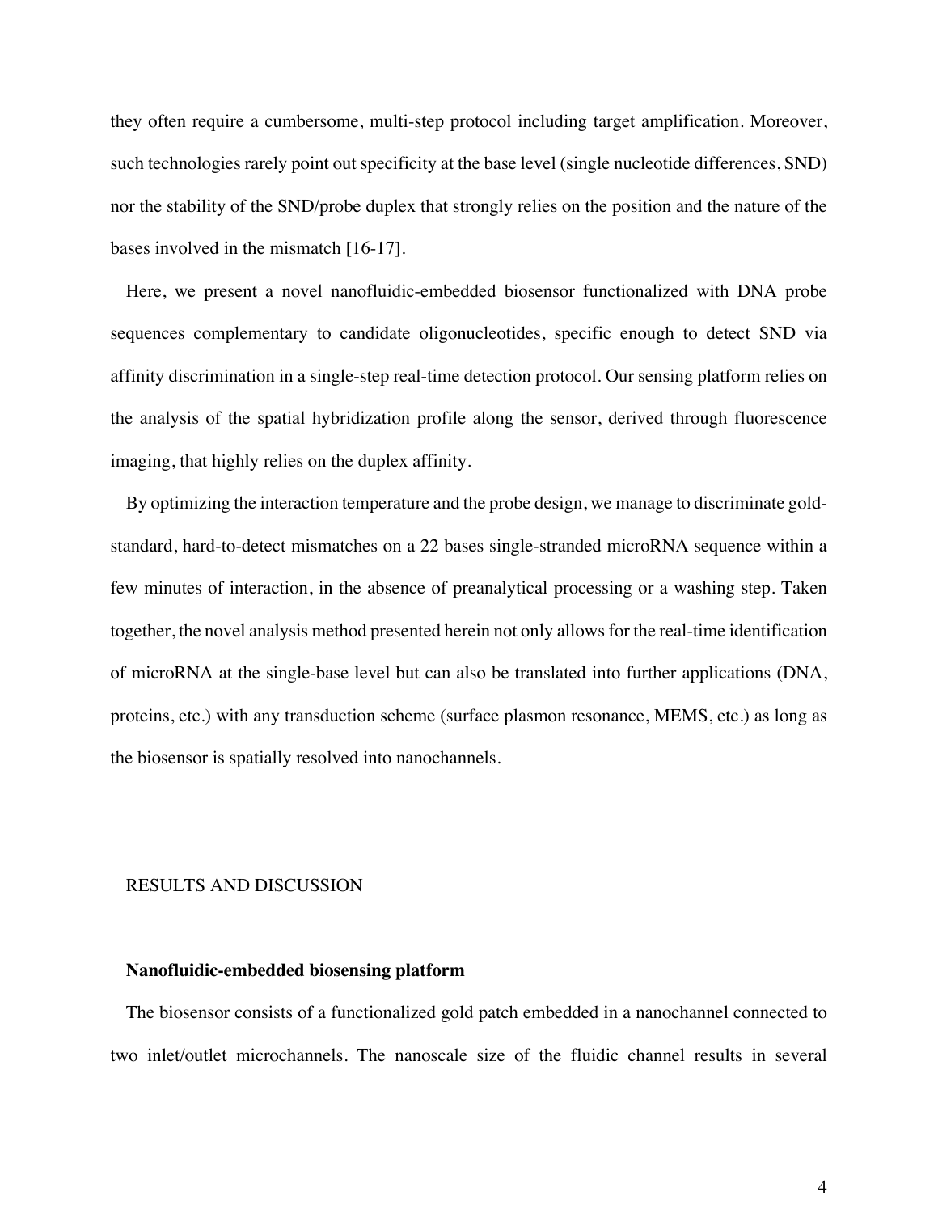they often require a cumbersome, multi-step protocol including target amplification. Moreover, such technologies rarely point out specificity at the base level (single nucleotide differences, SND) nor the stability of the SND/probe duplex that strongly relies on the position and the nature of the bases involved in the mismatch [16-17].

Here, we present a novel nanofluidic-embedded biosensor functionalized with DNA probe sequences complementary to candidate oligonucleotides, specific enough to detect SND via affinity discrimination in a single-step real-time detection protocol. Our sensing platform relies on the analysis of the spatial hybridization profile along the sensor, derived through fluorescence imaging, that highly relies on the duplex affinity.

By optimizing the interaction temperature and the probe design, we manage to discriminate gold-standard, hard-to-detect mismatches on a 22 bases single-stranded microRNA sequence within a few minutes of interaction, in the absence of preanalytical processing or a washing step. Taken together, the novel analysis method presented herein not only allows for the real-time identification of microRNA at the single-base level but can also be translated into further applications (DNA, proteins, etc.) with any transduction scheme (surface plasmon resonance, MEMS, etc.) as long as the biosensor is spatially resolved into nanochannels.

## RESULTS AND DISCUSSION

### Nanofluidic-embedded biosensing platform

The biosensor consists of a functionalized gold patch embedded in a nanochannel connected to two inlet/outlet microchannels. The nanoscale size of the fluidic channel results in several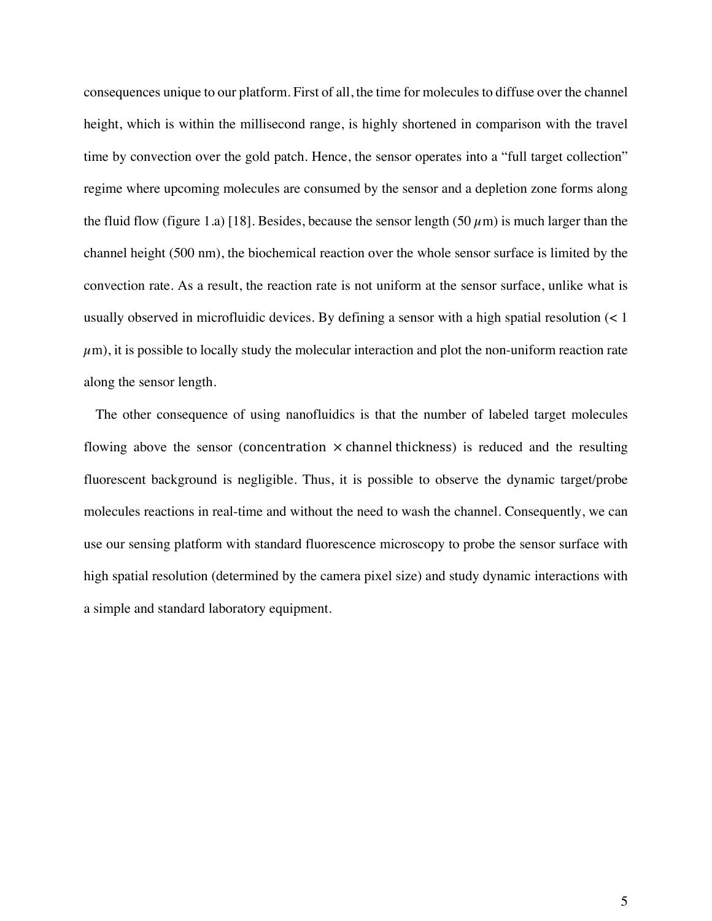consequences unique to our platform. First of all, the time for molecules to diffuse over the channel height, which is within the millisecond range, is highly shortened in comparison with the travel time by convection over the gold patch. Hence, the sensor operates into a "full target collection" regime where upcoming molecules are consumed by the sensor and a depletion zone forms along the fluid flow (figure 1.a) [18]. Besides, because the sensor length (50 $\mu$m) is much larger than the channel height (500 nm), the biochemical reaction over the whole sensor surface is limited by the convection rate. As a result, the reaction rate is not uniform at the sensor surface, unlike what is usually observed in microfluidic devices. By defining a sensor with a high spatial resolution (< 1 $\mu$m), it is possible to locally study the molecular interaction and plot the non-uniform reaction rate along the sensor length.

The other consequence of using nanofluidics is that the number of labeled target molecules flowing above the sensor ($\text{concentration} \times \text{channel thickness}$) is reduced and the resulting fluorescent background is negligible. Thus, it is possible to observe the dynamic target/probe molecules reactions in real-time and without the need to wash the channel. Consequently, we can use our sensing platform with standard fluorescence microscopy to probe the sensor surface with high spatial resolution (determined by the camera pixel size) and study dynamic interactions with a simple and standard laboratory equipment.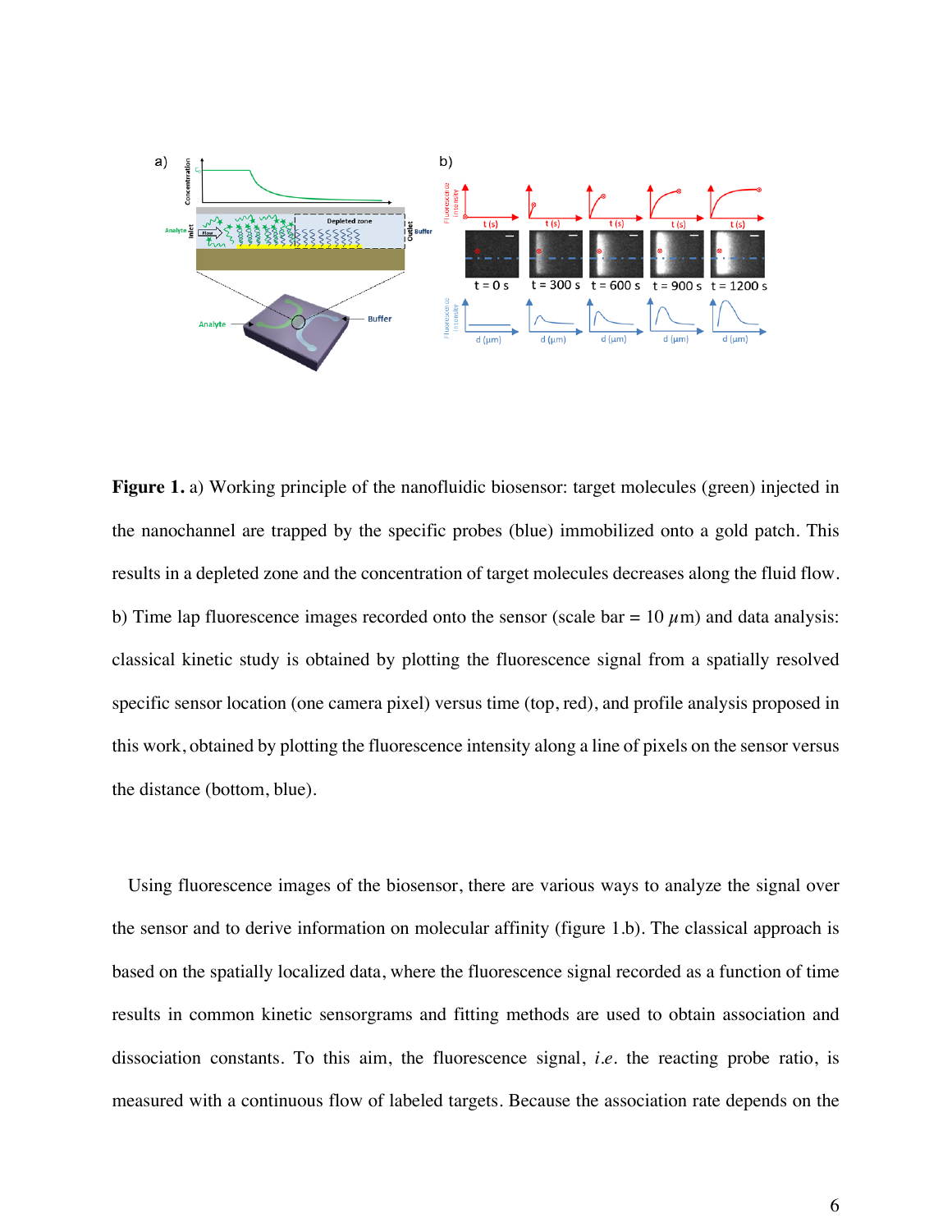**Figure 1.** a) Working principle of the nanofluidic biosensor: target molecules (green) injected in the nanochannel are trapped by the specific probes (blue) immobilized onto a gold patch. This results in a depleted zone and the concentration of target molecules decreases along the fluid flow. b) Time lap fluorescence images recorded onto the sensor (scale bar = 10 $\mu$m) and data analysis: classical kinetic study is obtained by plotting the fluorescence signal from a spatially resolved specific sensor location (one camera pixel) versus time (top, red), and profile analysis proposed in this work, obtained by plotting the fluorescence intensity along a line of pixels on the sensor versus the distance (bottom, blue).

Using fluorescence images of the biosensor, there are various ways to analyze the signal over the sensor and to derive information on molecular affinity (figure 1.b). The classical approach is based on the spatially localized data, where the fluorescence signal recorded as a function of time results in common kinetic sensorgrams and fitting methods are used to obtain association and dissociation constants. To this aim, the fluorescence signal, *i.e.* the reacting probe ratio, is measured with a continuous flow of labeled targets. Because the association rate depends on the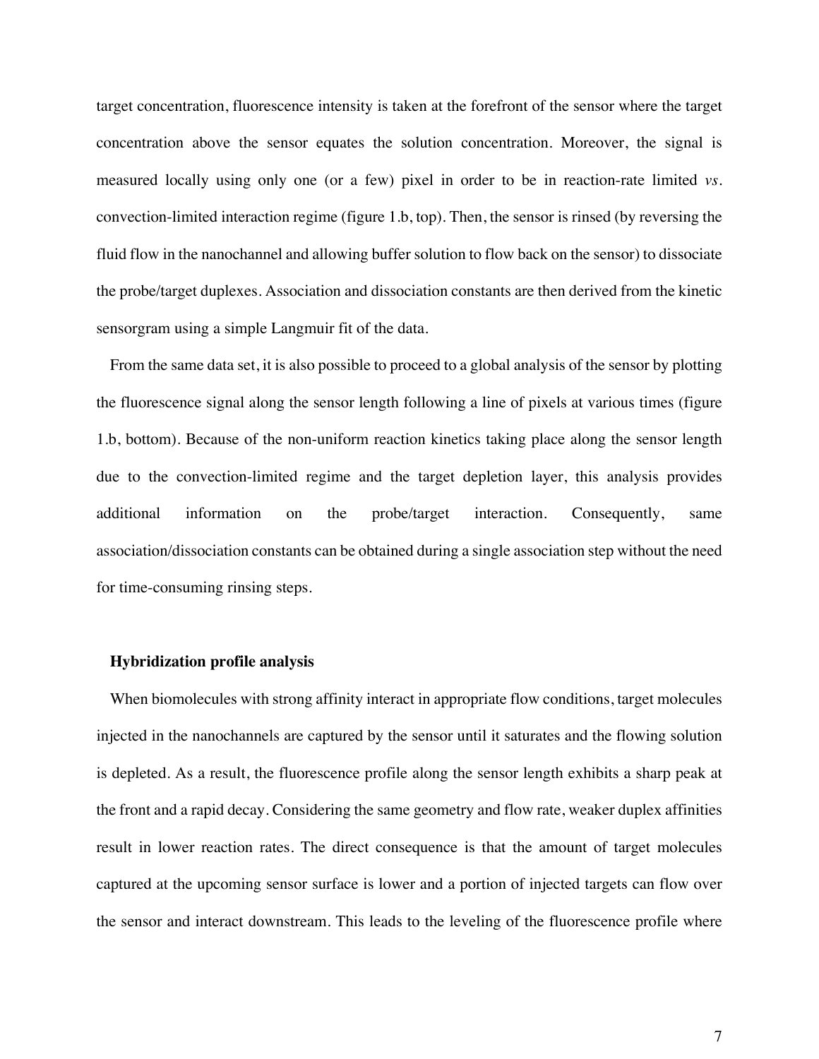target concentration, fluorescence intensity is taken at the forefront of the sensor where the target concentration above the sensor equates the solution concentration. Moreover, the signal is measured locally using only one (or a few) pixel in order to be in reaction-rate limited *vs.* convection-limited interaction regime (figure 1.b, top). Then, the sensor is rinsed (by reversing the fluid flow in the nanochannel and allowing buffer solution to flow back on the sensor) to dissociate the probe/target duplexes. Association and dissociation constants are then derived from the kinetic sensorgram using a simple Langmuir fit of the data.

From the same data set, it is also possible to proceed to a global analysis of the sensor by plotting the fluorescence signal along the sensor length following a line of pixels at various times (figure 1.b, bottom). Because of the non-uniform reaction kinetics taking place along the sensor length due to the convection-limited regime and the target depletion layer, this analysis provides additional information on the probe/target interaction. Consequently, same association/dissociation constants can be obtained during a single association step without the need for time-consuming rinsing steps.

**Hybridization profile analysis**

When biomolecules with strong affinity interact in appropriate flow conditions, target molecules injected in the nanochannels are captured by the sensor until it saturates and the flowing solution is depleted. As a result, the fluorescence profile along the sensor length exhibits a sharp peak at the front and a rapid decay. Considering the same geometry and flow rate, weaker duplex affinities result in lower reaction rates. The direct consequence is that the amount of target molecules captured at the upcoming sensor surface is lower and a portion of injected targets can flow over the sensor and interact downstream. This leads to the leveling of the fluorescence profile where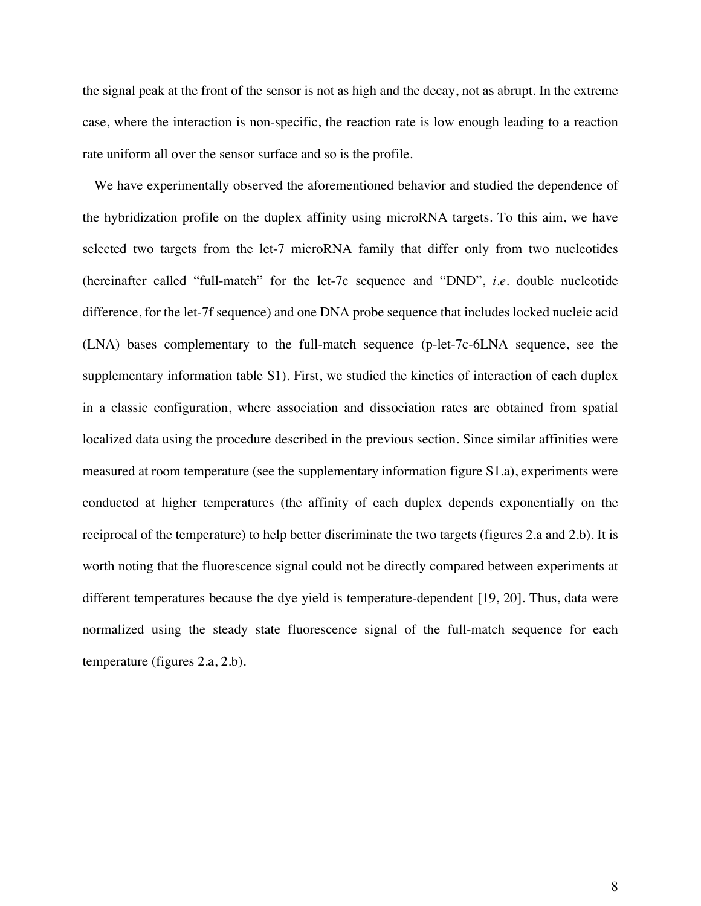the signal peak at the front of the sensor is not as high and the decay, not as abrupt. In the extreme case, where the interaction is non-specific, the reaction rate is low enough leading to a reaction rate uniform all over the sensor surface and so is the profile.

We have experimentally observed the aforementioned behavior and studied the dependence of the hybridization profile on the duplex affinity using microRNA targets. To this aim, we have selected two targets from the let-7 microRNA family that differ only from two nucleotides (hereinafter called "full-match" for the let-7c sequence and "DND", *i.e.* double nucleotide difference, for the let-7f sequence) and one DNA probe sequence that includes locked nucleic acid (LNA) bases complementary to the full-match sequence (p-let-7c-6LNA sequence, see the supplementary information table S1). First, we studied the kinetics of interaction of each duplex in a classic configuration, where association and dissociation rates are obtained from spatial localized data using the procedure described in the previous section. Since similar affinities were measured at room temperature (see the supplementary information figure S1.a), experiments were conducted at higher temperatures (the affinity of each duplex depends exponentially on the reciprocal of the temperature) to help better discriminate the two targets (figures 2.a and 2.b). It is worth noting that the fluorescence signal could not be directly compared between experiments at different temperatures because the dye yield is temperature-dependent [19, 20]. Thus, data were normalized using the steady state fluorescence signal of the full-match sequence for each temperature (figures 2.a, 2.b).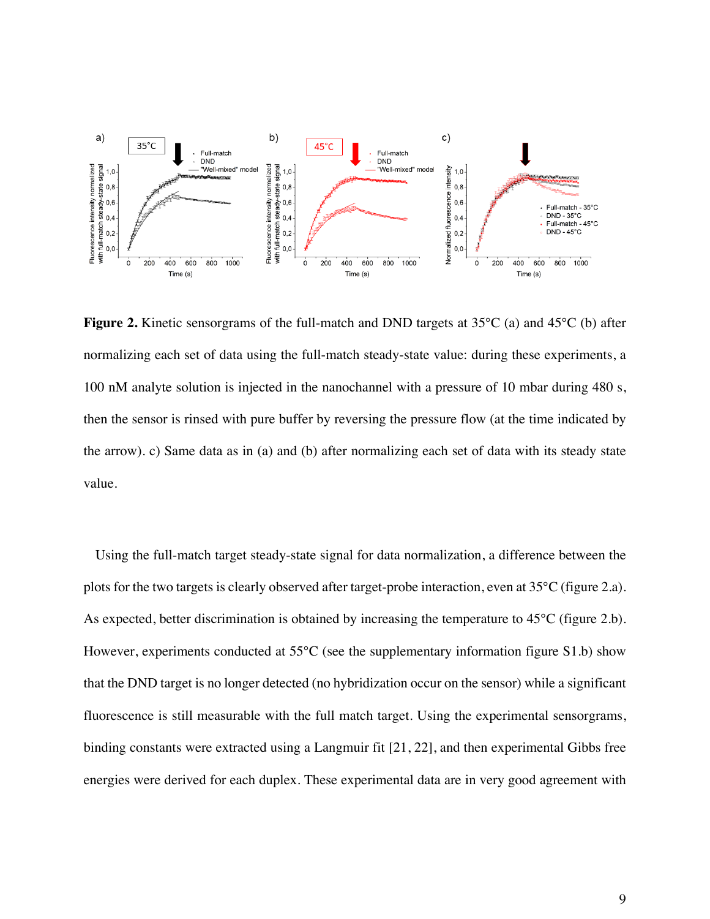**Figure 2.** Kinetic sensorgrams of the full-match and DND targets at 35°C (a) and 45°C (b) after normalizing each set of data using the full-match steady-state value: during these experiments, a 100 nM analyte solution is injected in the nanochannel with a pressure of 10 mbar during 480 s, then the sensor is rinsed with pure buffer by reversing the pressure flow (at the time indicated by the arrow). c) Same data as in (a) and (b) after normalizing each set of data with its steady state value.

Using the full-match target steady-state signal for data normalization, a difference between the plots for the two targets is clearly observed after target-probe interaction, even at 35°C (figure 2.a). As expected, better discrimination is obtained by increasing the temperature to 45°C (figure 2.b). However, experiments conducted at 55°C (see the supplementary information figure S1.b) show that the DND target is no longer detected (no hybridization occur on the sensor) while a significant fluorescence is still measurable with the full match target. Using the experimental sensorgrams, binding constants were extracted using a Langmuir fit [21, 22], and then experimental Gibbs free energies were derived for each duplex. These experimental data are in very good agreement with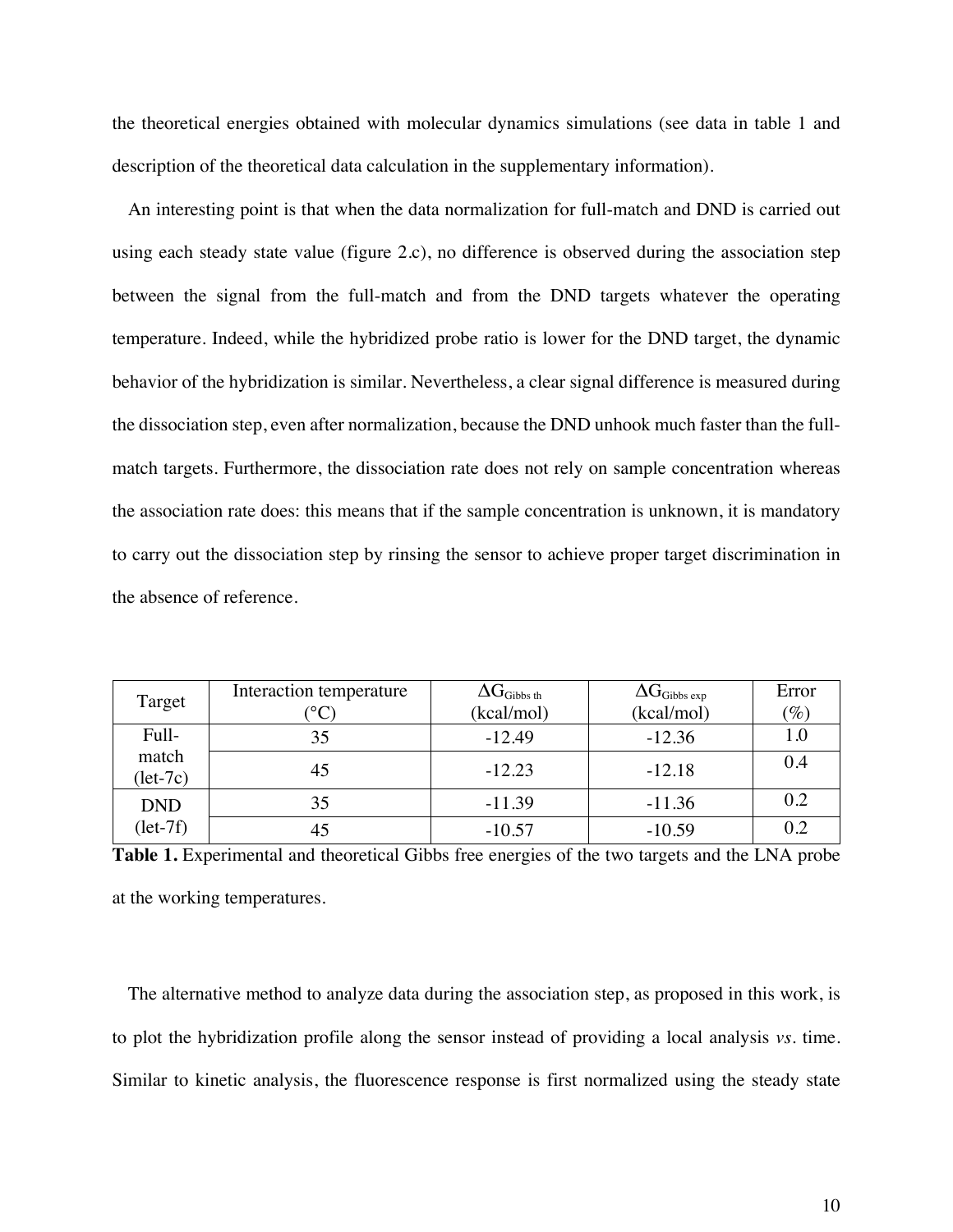the theoretical energies obtained with molecular dynamics simulations (see data in table 1 and description of the theoretical data calculation in the supplementary information).

An interesting point is that when the data normalization for full-match and DND is carried out using each steady state value (figure 2.c), no difference is observed during the association step between the signal from the full-match and from the DND targets whatever the operating temperature. Indeed, while the hybridized probe ratio is lower for the DND target, the dynamic behavior of the hybridization is similar. Nevertheless, a clear signal difference is measured during the dissociation step, even after normalization, because the DND unhook much faster than the full-match targets. Furthermore, the dissociation rate does not rely on sample concentration whereas the association rate does: this means that if the sample concentration is unknown, it is mandatory to carry out the dissociation step by rinsing the sensor to achieve proper target discrimination in the absence of reference.

| Target | Interaction temperature (°C) | $\Delta G_{Gibbs\ th}$ (kcal/mol) | $\Delta G_{Gibbs\ exp}$ (kcal/mol) | Error (%) |
|---|---|---|---|---|
| Full-match (let-7c) | 35 | -12.49 | -12.36 | 1.0 |
| | 45 | -12.23 | -12.18 | 0.4 |
| DND (let-7f) | 35 | -11.39 | -11.36 | 0.2 |
| | 45 | -10.57 | -10.59 | 0.2 |

**Table 1.** Experimental and theoretical Gibbs free energies of the two targets and the LNA probe at the working temperatures.

The alternative method to analyze data during the association step, as proposed in this work, is to plot the hybridization profile along the sensor instead of providing a local analysis *vs.* time. Similar to kinetic analysis, the fluorescence response is first normalized using the steady state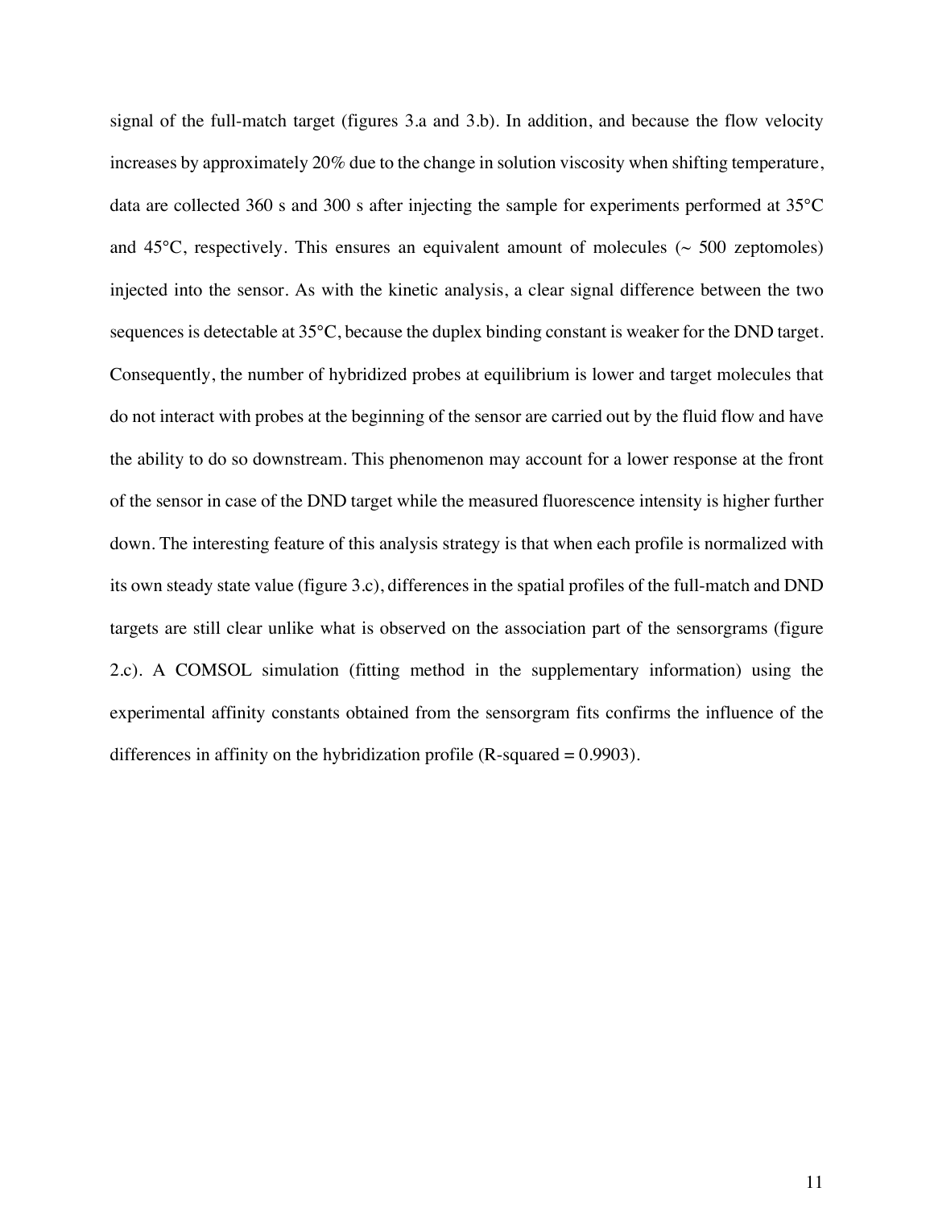signal of the full-match target (figures 3.a and 3.b). In addition, and because the flow velocity increases by approximately 20% due to the change in solution viscosity when shifting temperature, data are collected 360 s and 300 s after injecting the sample for experiments performed at 35°C and 45°C, respectively. This ensures an equivalent amount of molecules (~ 500 zeptomoles) injected into the sensor. As with the kinetic analysis, a clear signal difference between the two sequences is detectable at 35°C, because the duplex binding constant is weaker for the DND target. Consequently, the number of hybridized probes at equilibrium is lower and target molecules that do not interact with probes at the beginning of the sensor are carried out by the fluid flow and have the ability to do so downstream. This phenomenon may account for a lower response at the front of the sensor in case of the DND target while the measured fluorescence intensity is higher further down. The interesting feature of this analysis strategy is that when each profile is normalized with its own steady state value (figure 3.c), differences in the spatial profiles of the full-match and DND targets are still clear unlike what is observed on the association part of the sensorgrams (figure 2.c). A COMSOL simulation (fitting method in the supplementary information) using the experimental affinity constants obtained from the sensorgram fits confirms the influence of the differences in affinity on the hybridization profile (R-squared = 0.9903).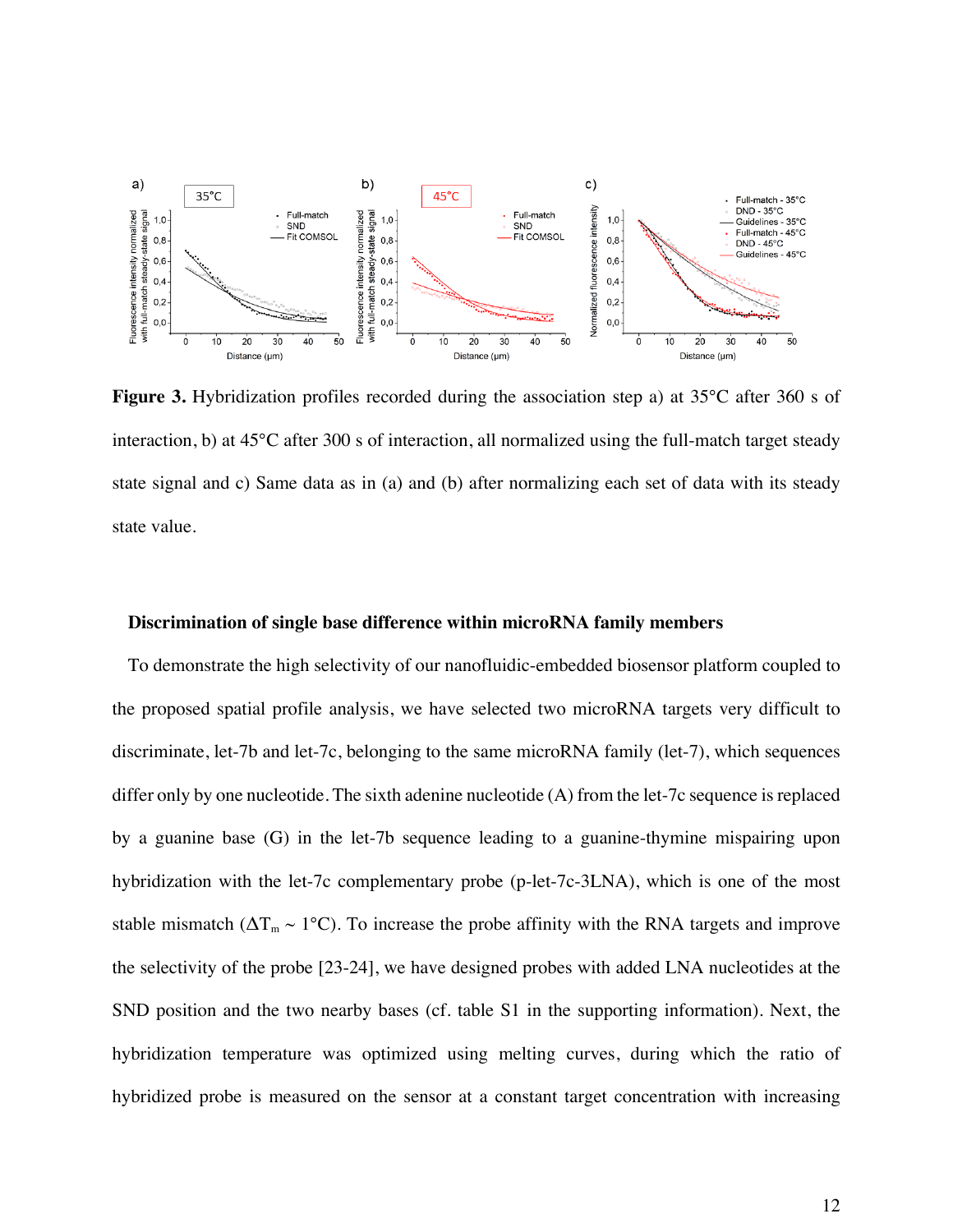**Figure 3.** Hybridization profiles recorded during the association step a) at 35°C after 360 s of interaction, b) at 45°C after 300 s of interaction, all normalized using the full-match target steady state signal and c) Same data as in (a) and (b) after normalizing each set of data with its steady state value.

### Discrimination of single base difference within microRNA family members

To demonstrate the high selectivity of our nanofluidic-embedded biosensor platform coupled to the proposed spatial profile analysis, we have selected two microRNA targets very difficult to discriminate, let-7b and let-7c, belonging to the same microRNA family (let-7), which sequences differ only by one nucleotide. The sixth adenine nucleotide (A) from the let-7c sequence is replaced by a guanine base (G) in the let-7b sequence leading to a guanine-thymine mispairing upon hybridization with the let-7c complementary probe (p-let-7c-3LNA), which is one of the most stable mismatch ($\Delta T_m \sim 1$°C). To increase the probe affinity with the RNA targets and improve the selectivity of the probe [23-24], we have designed probes with added LNA nucleotides at the SND position and the two nearby bases (cf. table S1 in the supporting information). Next, the hybridization temperature was optimized using melting curves, during which the ratio of hybridized probe is measured on the sensor at a constant target concentration with increasing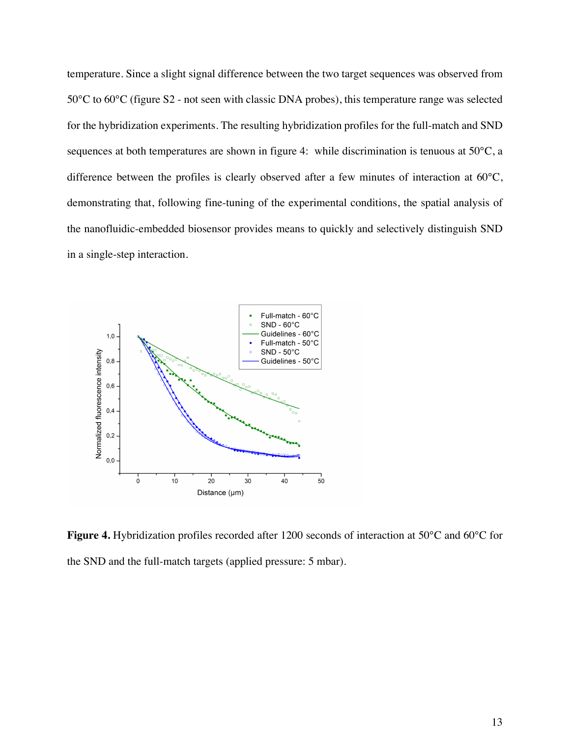temperature. Since a slight signal difference between the two target sequences was observed from 50°C to 60°C (figure S2 - not seen with classic DNA probes), this temperature range was selected for the hybridization experiments. The resulting hybridization profiles for the full-match and SND sequences at both temperatures are shown in figure 4: while discrimination is tenuous at 50°C, a difference between the profiles is clearly observed after a few minutes of interaction at 60°C, demonstrating that, following fine-tuning of the experimental conditions, the spatial analysis of the nanofluidic-embedded biosensor provides means to quickly and selectively distinguish SND in a single-step interaction.

**Figure 4.** Hybridization profiles recorded after 1200 seconds of interaction at 50°C and 60°C for the SND and the full-match targets (applied pressure: 5 mbar).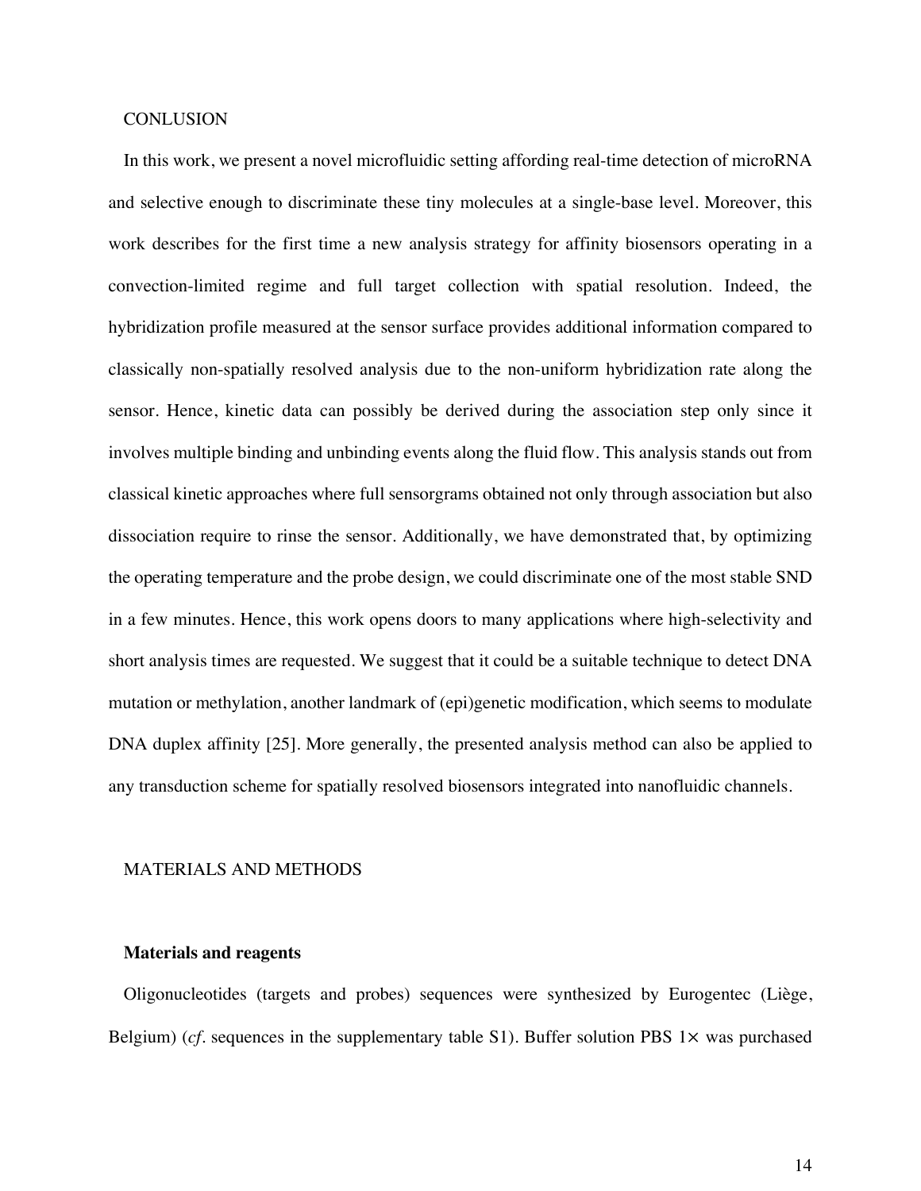## CONLUSION

In this work, we present a novel microfluidic setting affording real-time detection of microRNA and selective enough to discriminate these tiny molecules at a single-base level. Moreover, this work describes for the first time a new analysis strategy for affinity biosensors operating in a convection-limited regime and full target collection with spatial resolution. Indeed, the hybridization profile measured at the sensor surface provides additional information compared to classically non-spatially resolved analysis due to the non-uniform hybridization rate along the sensor. Hence, kinetic data can possibly be derived during the association step only since it involves multiple binding and unbinding events along the fluid flow. This analysis stands out from classical kinetic approaches where full sensorgrams obtained not only through association but also dissociation require to rinse the sensor. Additionally, we have demonstrated that, by optimizing the operating temperature and the probe design, we could discriminate one of the most stable SND in a few minutes. Hence, this work opens doors to many applications where high-selectivity and short analysis times are requested. We suggest that it could be a suitable technique to detect DNA mutation or methylation, another landmark of (epi)genetic modification, which seems to modulate DNA duplex affinity [25]. More generally, the presented analysis method can also be applied to any transduction scheme for spatially resolved biosensors integrated into nanofluidic channels.

## MATERIALS AND METHODS

### Materials and reagents

Oligonucleotides (targets and probes) sequences were synthesized by Eurogentec (Liège, Belgium) (*cf.* sequences in the supplementary table S1). Buffer solution PBS 1× was purchased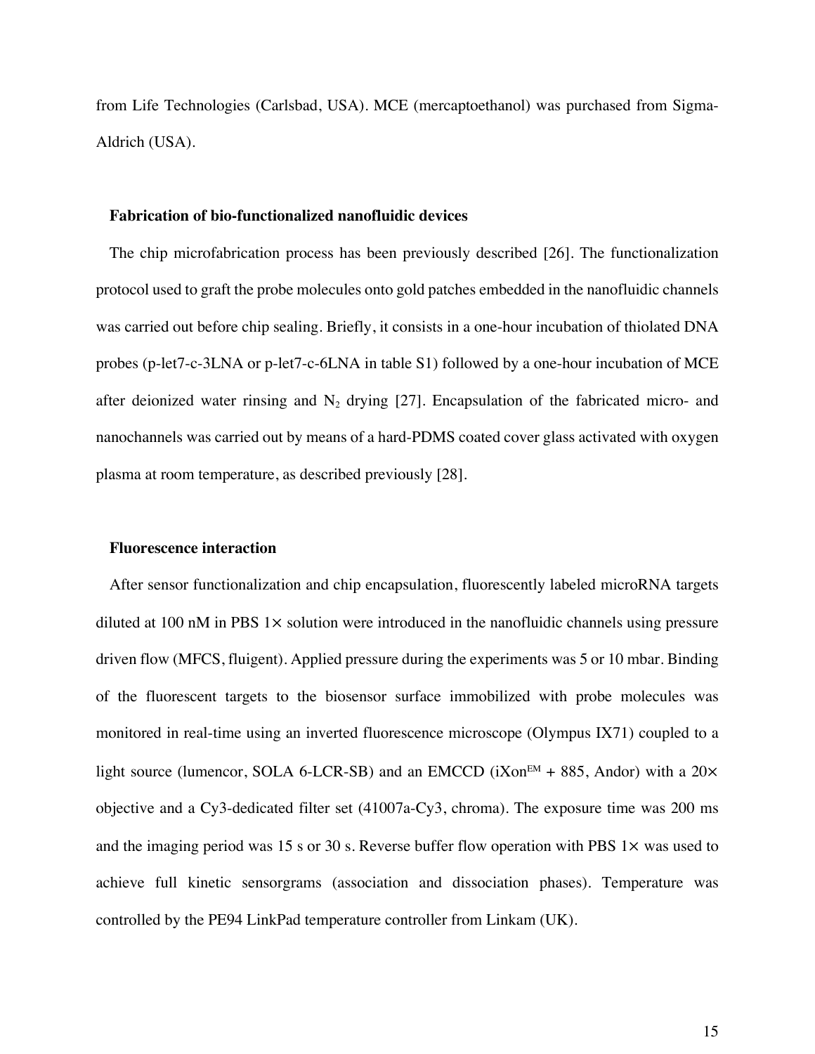from Life Technologies (Carlsbad, USA). MCE (mercaptoethanol) was purchased from Sigma-Aldrich (USA).

### Fabrication of bio-functionalized nanofluidic devices

The chip microfabrication process has been previously described [26]. The functionalization protocol used to graft the probe molecules onto gold patches embedded in the nanofluidic channels was carried out before chip sealing. Briefly, it consists in a one-hour incubation of thiolated DNA probes (p-let7-c-3LNA or p-let7-c-6LNA in table S1) followed by a one-hour incubation of MCE after deionized water rinsing and $N_2$ drying [27]. Encapsulation of the fabricated micro- and nanochannels was carried out by means of a hard-PDMS coated cover glass activated with oxygen plasma at room temperature, as described previously [28].

### Fluorescence interaction

After sensor functionalization and chip encapsulation, fluorescently labeled microRNA targets diluted at 100 nM in PBS 1× solution were introduced in the nanofluidic channels using pressure driven flow (MFCS, fluigent). Applied pressure during the experiments was 5 or 10 mbar. Binding of the fluorescent targets to the biosensor surface immobilized with probe molecules was monitored in real-time using an inverted fluorescence microscope (Olympus IX71) coupled to a light source (lumencor, SOLA 6-LCR-SB) and an EMCCD (iXon$^{EM}$ + 885, Andor) with a 20× objective and a Cy3-dedicated filter set (41007a-Cy3, chroma). The exposure time was 200 ms and the imaging period was 15 s or 30 s. Reverse buffer flow operation with PBS 1× was used to achieve full kinetic sensorgrams (association and dissociation phases). Temperature was controlled by the PE94 LinkPad temperature controller from Linkam (UK).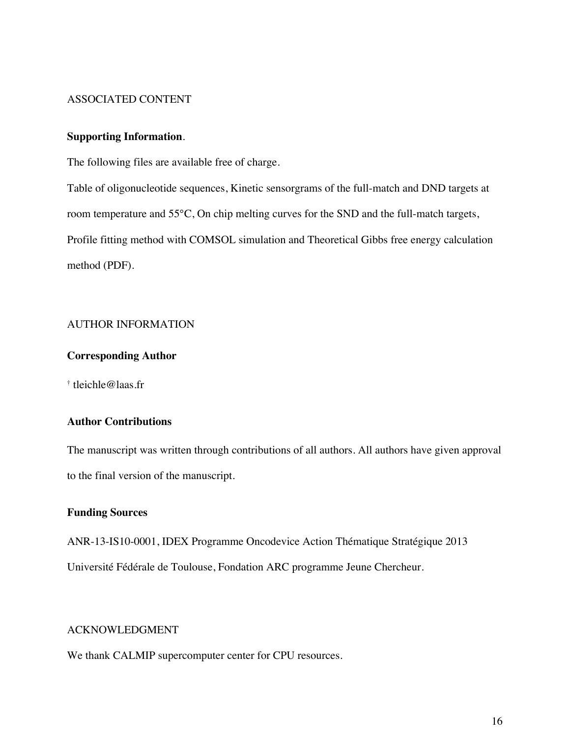## ASSOCIATED CONTENT

**Supporting Information**.

The following files are available free of charge.

Table of oligonucleotide sequences, Kinetic sensorgrams of the full-match and DND targets at room temperature and 55°C, On chip melting curves for the SND and the full-match targets, Profile fitting method with COMSOL simulation and Theoretical Gibbs free energy calculation method (PDF).

## AUTHOR INFORMATION

**Corresponding Author**

† tleichle@laas.fr

**Author Contributions**

The manuscript was written through contributions of all authors. All authors have given approval to the final version of the manuscript.

**Funding Sources**

ANR-13-IS10-0001, IDEX Programme Oncodevice Action Thématique Stratégique 2013 Université Fédérale de Toulouse, Fondation ARC programme Jeune Chercheur.

## ACKNOWLEDGMENT

We thank CALMIP supercomputer center for CPU resources.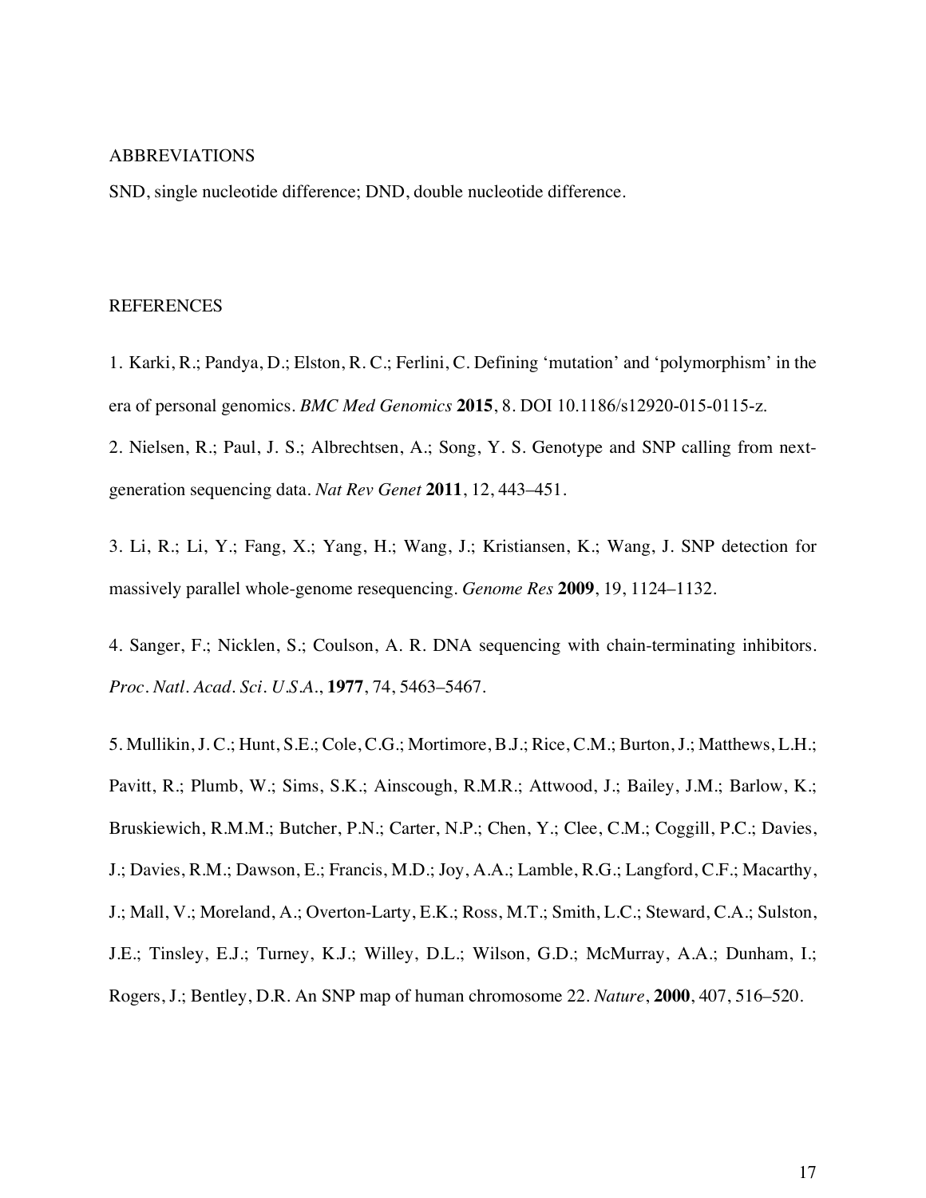## ABBREVIATIONS

SND, single nucleotide difference; DND, double nucleotide difference.

## REFERENCES

1. Karki, R.; Pandya, D.; Elston, R. C.; Ferlini, C. Defining 'mutation' and 'polymorphism' in the era of personal genomics. *BMC Med Genomics* **2015**, 8. DOI 10.1186/s12920-015-0115-z.

2. Nielsen, R.; Paul, J. S.; Albrechtsen, A.; Song, Y. S. Genotype and SNP calling from next-generation sequencing data. *Nat Rev Genet* **2011**, 12, 443–451.

3. Li, R.; Li, Y.; Fang, X.; Yang, H.; Wang, J.; Kristiansen, K.; Wang, J. SNP detection for massively parallel whole-genome resequencing. *Genome Res* **2009**, 19, 1124–1132.

4. Sanger, F.; Nicklen, S.; Coulson, A. R. DNA sequencing with chain-terminating inhibitors. *Proc. Natl. Acad. Sci. U.S.A.*, **1977**, 74, 5463–5467.

5. Mullikin, J. C.; Hunt, S.E.; Cole, C.G.; Mortimore, B.J.; Rice, C.M.; Burton, J.; Matthews, L.H.; Pavitt, R.; Plumb, W.; Sims, S.K.; Ainscough, R.M.R.; Attwood, J.; Bailey, J.M.; Barlow, K.; Bruskiewich, R.M.M.; Butcher, P.N.; Carter, N.P.; Chen, Y.; Clee, C.M.; Coggill, P.C.; Davies, J.; Davies, R.M.; Dawson, E.; Francis, M.D.; Joy, A.A.; Lamble, R.G.; Langford, C.F.; Macarthy, J.; Mall, V.; Moreland, A.; Overton-Larty, E.K.; Ross, M.T.; Smith, L.C.; Steward, C.A.; Sulston, J.E.; Tinsley, E.J.; Turney, K.J.; Willey, D.L.; Wilson, G.D.; McMurray, A.A.; Dunham, I.; Rogers, J.; Bentley, D.R. An SNP map of human chromosome 22. *Nature*, **2000**, 407, 516–520.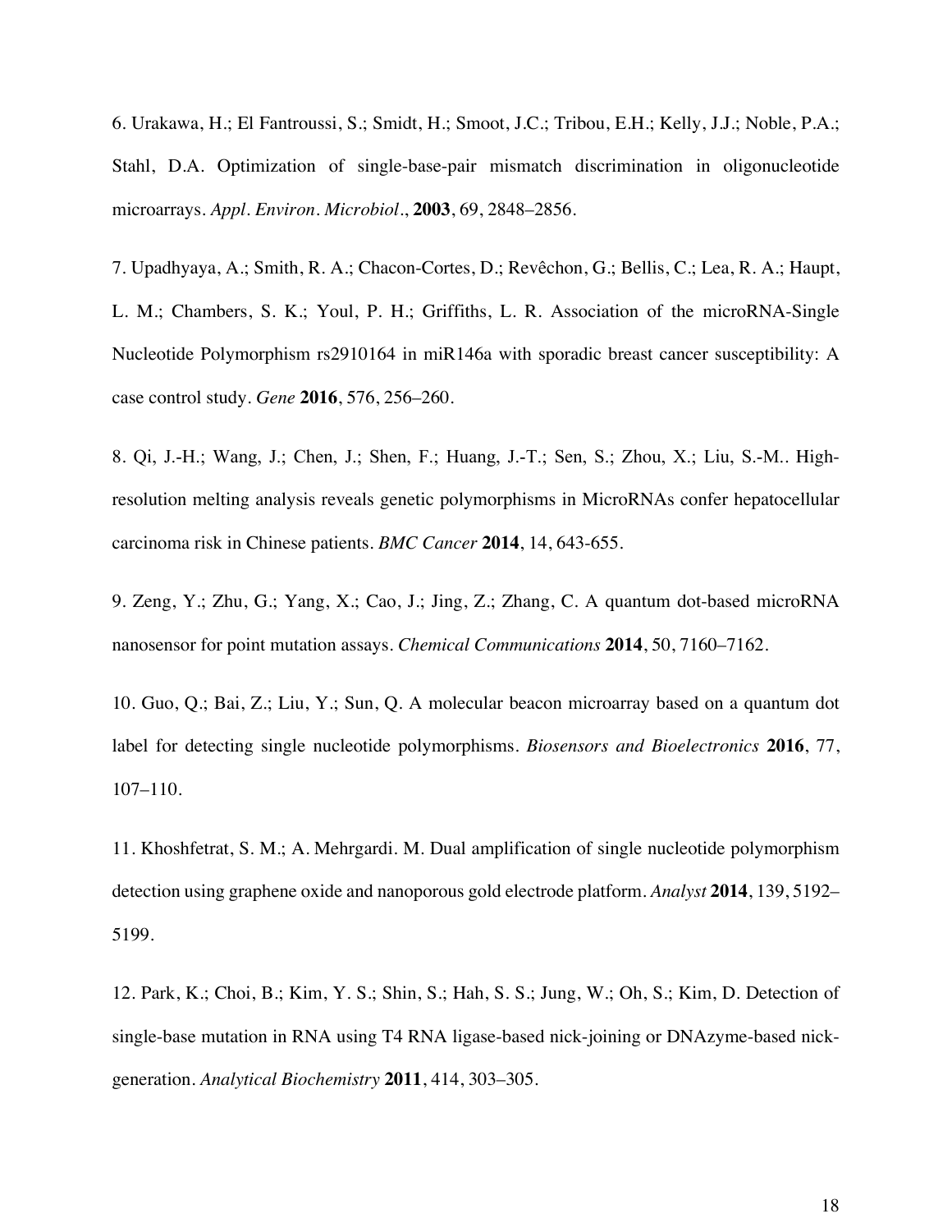6. Urakawa, H.; El Fantroussi, S.; Smidt, H.; Smoot, J.C.; Tribou, E.H.; Kelly, J.J.; Noble, P.A.; Stahl, D.A. Optimization of single-base-pair mismatch discrimination in oligonucleotide microarrays. *Appl. Environ. Microbiol.*, **2003**, 69, 2848–2856.

7. Upadhyaya, A.; Smith, R. A.; Chacon-Cortes, D.; Revêchon, G.; Bellis, C.; Lea, R. A.; Haupt, L. M.; Chambers, S. K.; Youl, P. H.; Griffiths, L. R. Association of the microRNA-Single Nucleotide Polymorphism rs2910164 in miR146a with sporadic breast cancer susceptibility: A case control study. *Gene* **2016**, 576, 256–260.

8. Qi, J.-H.; Wang, J.; Chen, J.; Shen, F.; Huang, J.-T.; Sen, S.; Zhou, X.; Liu, S.-M.. High-resolution melting analysis reveals genetic polymorphisms in MicroRNAs confer hepatocellular carcinoma risk in Chinese patients. *BMC Cancer* **2014**, 14, 643-655.

9. Zeng, Y.; Zhu, G.; Yang, X.; Cao, J.; Jing, Z.; Zhang, C. A quantum dot-based microRNA nanosensor for point mutation assays. *Chemical Communications* **2014**, 50, 7160–7162.

10. Guo, Q.; Bai, Z.; Liu, Y.; Sun, Q. A molecular beacon microarray based on a quantum dot label for detecting single nucleotide polymorphisms. *Biosensors and Bioelectronics* **2016**, 77, 107–110.

11. Khoshfetrat, S. M.; A. Mehrgardi. M. Dual amplification of single nucleotide polymorphism detection using graphene oxide and nanoporous gold electrode platform. *Analyst* **2014**, 139, 5192–5199.

12. Park, K.; Choi, B.; Kim, Y. S.; Shin, S.; Hah, S. S.; Jung, W.; Oh, S.; Kim, D. Detection of single-base mutation in RNA using T4 RNA ligase-based nick-joining or DNAzyme-based nick-generation. *Analytical Biochemistry* **2011**, 414, 303–305.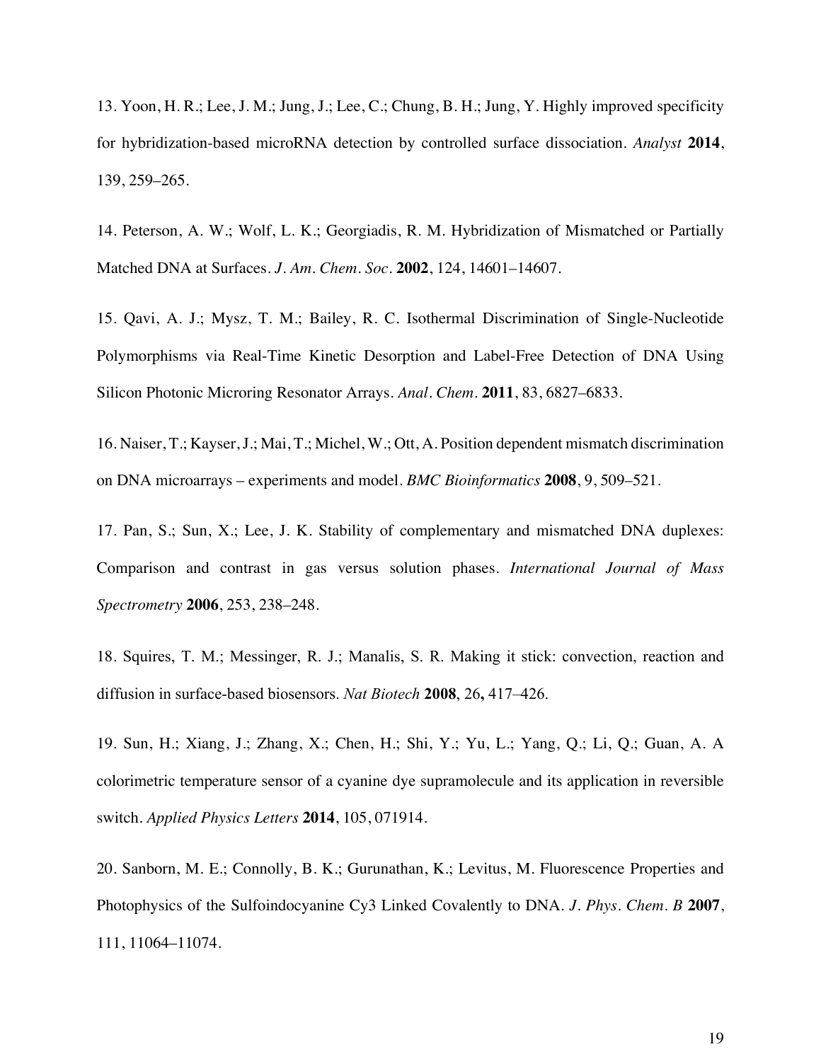13. Yoon, H. R.; Lee, J. M.; Jung, J.; Lee, C.; Chung, B. H.; Jung, Y. Highly improved specificity for hybridization-based microRNA detection by controlled surface dissociation. *Analyst* **2014**, 139, 259–265.

14. Peterson, A. W.; Wolf, L. K.; Georgiadis, R. M. Hybridization of Mismatched or Partially Matched DNA at Surfaces. *J. Am. Chem. Soc.* **2002**, 124, 14601–14607.

15. Qavi, A. J.; Mysz, T. M.; Bailey, R. C. Isothermal Discrimination of Single-Nucleotide Polymorphisms via Real-Time Kinetic Desorption and Label-Free Detection of DNA Using Silicon Photonic Microring Resonator Arrays. *Anal. Chem.* **2011**, 83, 6827–6833.

16. Naiser, T.; Kayser, J.; Mai, T.; Michel, W.; Ott, A. Position dependent mismatch discrimination on DNA microarrays – experiments and model. *BMC Bioinformatics* **2008**, 9, 509–521.

17. Pan, S.; Sun, X.; Lee, J. K. Stability of complementary and mismatched DNA duplexes: Comparison and contrast in gas versus solution phases. *International Journal of Mass Spectrometry* **2006**, 253, 238–248.

18. Squires, T. M.; Messinger, R. J.; Manalis, S. R. Making it stick: convection, reaction and diffusion in surface-based biosensors. *Nat Biotech* **2008**, 26**,** 417–426.

19. Sun, H.; Xiang, J.; Zhang, X.; Chen, H.; Shi, Y.; Yu, L.; Yang, Q.; Li, Q.; Guan, A. A colorimetric temperature sensor of a cyanine dye supramolecule and its application in reversible switch. *Applied Physics Letters* **2014**, 105, 071914.

20. Sanborn, M. E.; Connolly, B. K.; Gurunathan, K.; Levitus, M. Fluorescence Properties and Photophysics of the Sulfoindocyanine Cy3 Linked Covalently to DNA. *J. Phys. Chem. B* **2007**, 111, 11064–11074.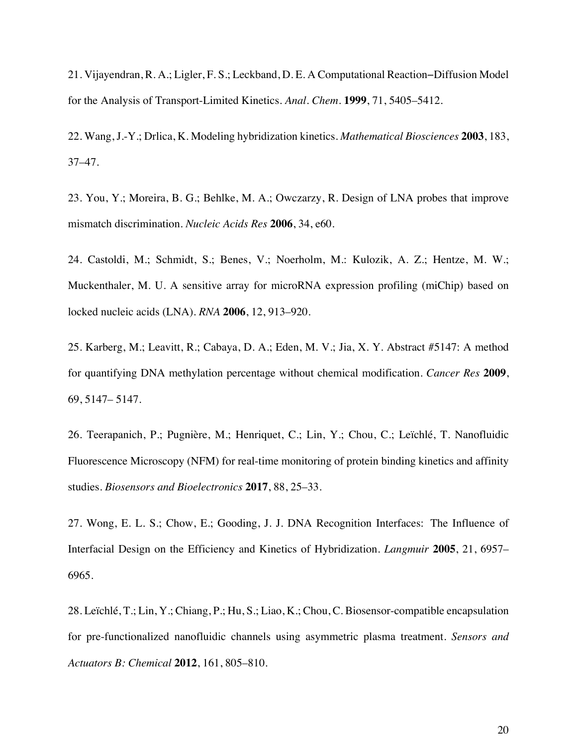21. Vijayendran, R. A.; Ligler, F. S.; Leckband, D. E. A Computational Reaction−Diffusion Model for the Analysis of Transport-Limited Kinetics. *Anal. Chem.* **1999**, 71, 5405–5412.

22. Wang, J.-Y.; Drlica, K. Modeling hybridization kinetics. *Mathematical Biosciences* **2003**, 183, 37–47.

23. You, Y.; Moreira, B. G.; Behlke, M. A.; Owczarzy, R. Design of LNA probes that improve mismatch discrimination. *Nucleic Acids Res* **2006**, 34, e60.

24. Castoldi, M.; Schmidt, S.; Benes, V.; Noerholm, M.: Kulozik, A. Z.; Hentze, M. W.; Muckenthaler, M. U. A sensitive array for microRNA expression profiling (miChip) based on locked nucleic acids (LNA). *RNA* **2006**, 12, 913–920.

25. Karberg, M.; Leavitt, R.; Cabaya, D. A.; Eden, M. V.; Jia, X. Y. Abstract #5147: A method for quantifying DNA methylation percentage without chemical modification. *Cancer Res* **2009**, 69, 5147– 5147.

26. Teerapanich, P.; Pugnière, M.; Henriquet, C.; Lin, Y.; Chou, C.; Leïchlé, T. Nanofluidic Fluorescence Microscopy (NFM) for real-time monitoring of protein binding kinetics and affinity studies. *Biosensors and Bioelectronics* **2017**, 88, 25–33.

27. Wong, E. L. S.; Chow, E.; Gooding, J. J. DNA Recognition Interfaces: The Influence of Interfacial Design on the Efficiency and Kinetics of Hybridization. *Langmuir* **2005**, 21, 6957–6965.

28. Leïchlé, T.; Lin, Y.; Chiang, P.; Hu, S.; Liao, K.; Chou, C. Biosensor-compatible encapsulation for pre-functionalized nanofluidic channels using asymmetric plasma treatment. *Sensors and Actuators B: Chemical* **2012**, 161, 805–810.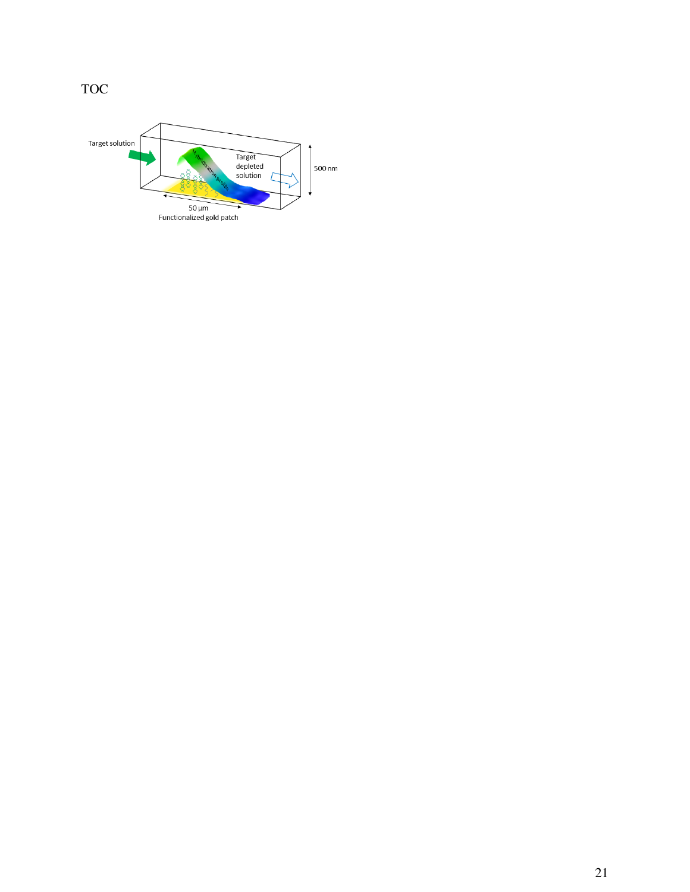TOC

Target solution

Hybridization profile

Target depleted solution

500 nm

50 µm

Functionalized gold patch